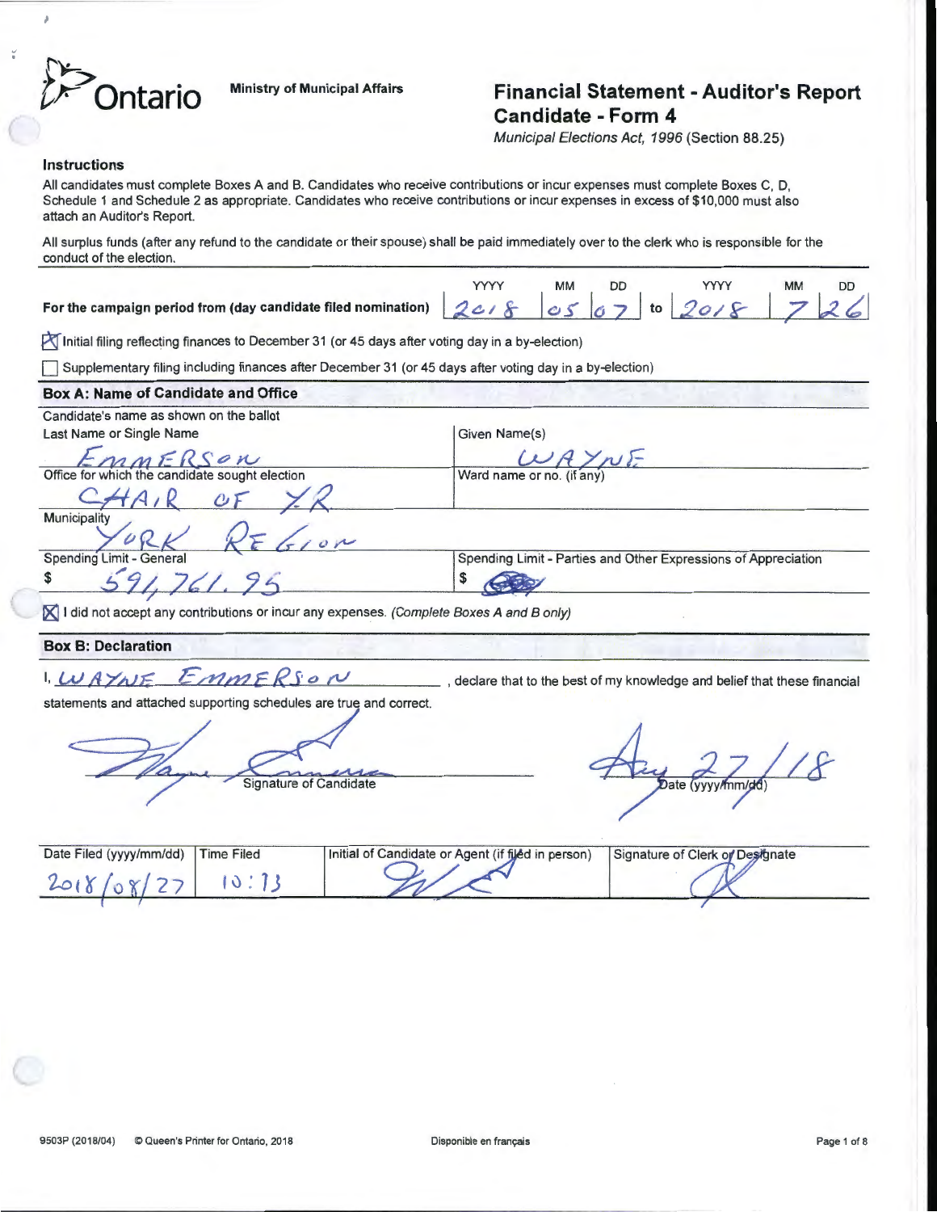Ontario | Ministry of Municipal Affairs

# Financial Statement - Auditor's Report Candidate - Form 4

*Municipal Elections Act, 1996* (Section 88.25)

## Instructions

All candidates must complete Boxes A and B. Candidates who receive contributions or incur expenses must complete Boxes C, D, Schedule 1 and Schedule 2 as appropriate. Candidates who receive contributions or incur expenses in excess of $10,000 must also attach an Auditor's Report.

All surplus funds (after any refund to the candidate or their spouse) shall be paid immediately over to the clerk who is responsible for the conduct of the election.

| For the campaign period from (day candidate filed nomination) | YYYY | MM | DD | to | YYYY | MM | DD |
|---|---|---|---|---|---|---|---|
| | 2018 | 05 | 07 | to | 2018 | 7 | 26 |

☒ Initial filing reflecting finances to December 31 (or 45 days after voting day in a by-election)

☐ Supplementary filing including finances after December 31 (or 45 days after voting day in a by-election)

## Box A: Name of Candidate and Office

Candidate's name as shown on the ballot

| Last Name or Single Name | Given Name(s) |
|---|---|
| EMMERSON | WAYNE |
| **Office for which the candidate sought election** | **Ward name or no. (if any)** |
| CHAIR OF YR | |
| **Municipality** | |
| YORK REGION | |
| **Spending Limit - General** | **Spending Limit - Parties and Other Expressions of Appreciation** |
| $ 591,761.95 | $ |

☒ I did not accept any contributions or incur any expenses. *(Complete Boxes A and B only)*

## Box B: Declaration

I, WAYNE EMMERSON, declare that to the best of my knowledge and belief that these financial statements and attached supporting schedules are true and correct.

Signature of Candidate: [signature]

Date (yyyy/mm/dd): Aug 27/18

| Date Filed (yyyy/mm/dd) | Time Filed | Initial of Candidate or Agent (if filed in person) | Signature of Clerk or Designate |
|---|---|---|---|
| 2018/08/27 | 10:13 | [initials] | [signature] |

9503P (2018/04) © Queen's Printer for Ontario, 2018 | Disponible en français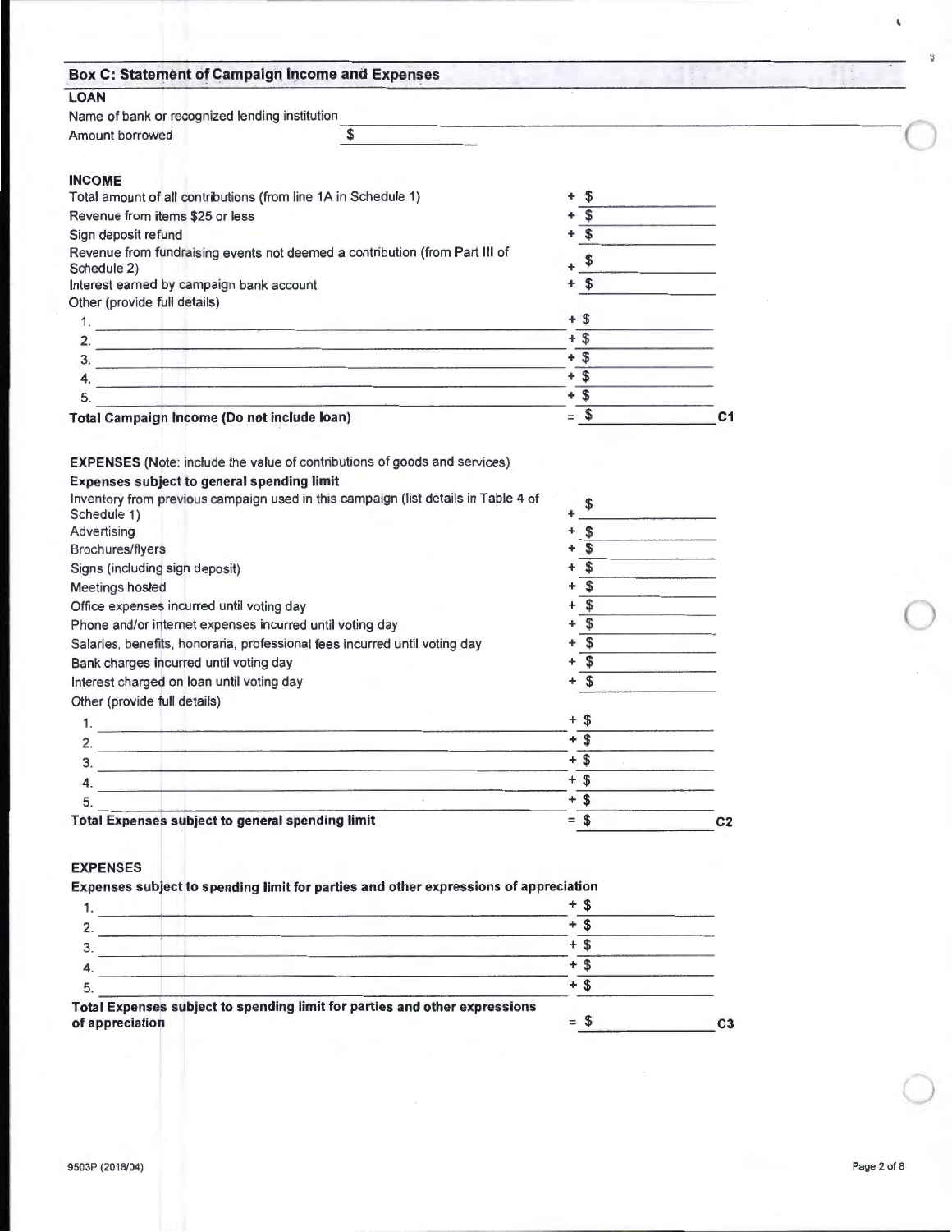## Box C: Statement of Campaign Income and Expenses

### LOAN

Name of bank or recognized lending institution \_\_\_\_\_\_\_\_\_\_\_\_\_\_\_\_\_\_\_\_

Amount borrowed $ \_\_\_\_\_\_\_\_\_\_

### INCOME

| | | |
|---|---|---|
| Total amount of all contributions (from line 1A in Schedule 1) | + $ | |
| Revenue from items $25 or less | + $ | |
| Sign deposit refund | + $ | |
| Revenue from fundraising events not deemed a contribution (from Part III of Schedule 2) | + $ | |
| Interest earned by campaign bank account | + $ | |
| Other (provide full details) | | |
| 1. | + $ | |
| 2. | + $ | |
| 3. | + $ | |
| 4. | + $ | |
| 5. | + $ | |
| **Total Campaign Income (Do not include loan)** | = $ | **C1** |

### EXPENSES (Note: include the value of contributions of goods and services)

**Expenses subject to general spending limit**

| | | |
|---|---|---|
| Inventory from previous campaign used in this campaign (list details in Table 4 of Schedule 1) | + $ | |
| Advertising | + $ | |
| Brochures/flyers | + $ | |
| Signs (including sign deposit) | + $ | |
| Meetings hosted | + $ | |
| Office expenses incurred until voting day | + $ | |
| Phone and/or internet expenses incurred until voting day | + $ | |
| Salaries, benefits, honoraria, professional fees incurred until voting day | + $ | |
| Bank charges incurred until voting day | + $ | |
| Interest charged on loan until voting day | + $ | |
| Other (provide full details) | | |
| 1. | + $ | |
| 2. | + $ | |
| 3. | + $ | |
| 4. | + $ | |
| 5. | + $ | |
| **Total Expenses subject to general spending limit** | = $ | **C2** |

### EXPENSES

**Expenses subject to spending limit for parties and other expressions of appreciation**

| | | |
|---|---|---|
| 1. | + $ | |
| 2. | + $ | |
| 3. | + $ | |
| 4. | + $ | |
| 5. | + $ | |
| **Total Expenses subject to spending limit for parties and other expressions of appreciation** | = $ | **C3** |

9503P (2018/04)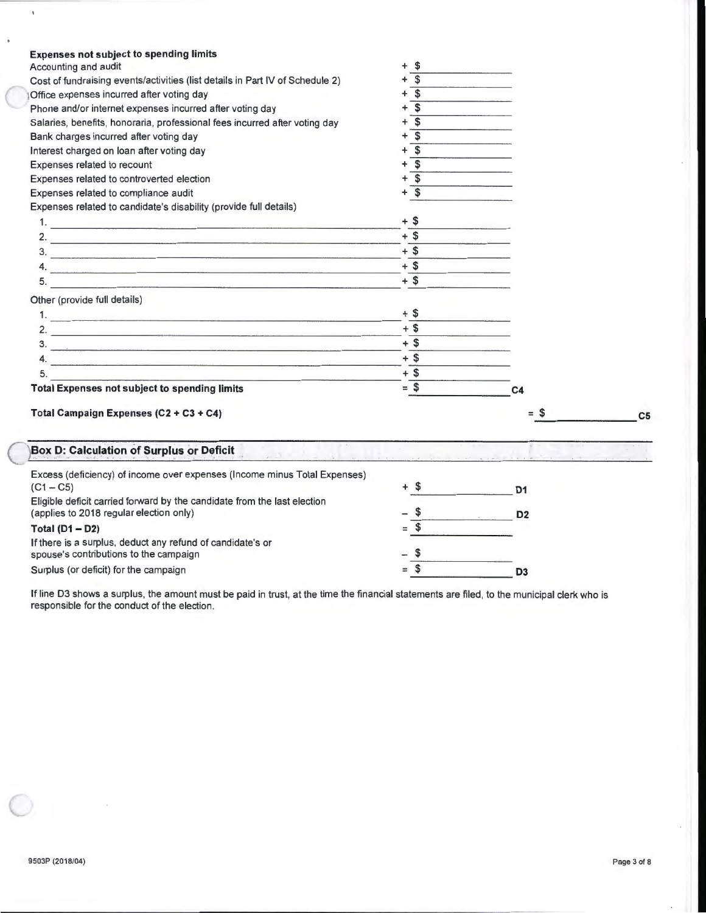**Expenses not subject to spending limits**

| | | |
|---|---|---|
| Accounting and audit | + $ | |
| Cost of fundraising events/activities (list details in Part IV of Schedule 2) | + $ | |
| Office expenses incurred after voting day | + $ | |
| Phone and/or internet expenses incurred after voting day | + $ | |
| Salaries, benefits, honoraria, professional fees incurred after voting day | + $ | |
| Bank charges incurred after voting day | + $ | |
| Interest charged on loan after voting day | + $ | |
| Expenses related to recount | + $ | |
| Expenses related to controverted election | + $ | |
| Expenses related to compliance audit | + $ | |
| Expenses related to candidate's disability (provide full details) | | |
| 1. | + $ | |
| 2. | + $ | |
| 3. | + $ | |
| 4. | + $ | |
| 5. | + $ | |
| Other (provide full details) | | |
| 1. | + $ | |
| 2. | + $ | |
| 3. | + $ | |
| 4. | + $ | |
| 5. | + $ | |
| **Total Expenses not subject to spending limits** | = $ | C4 |

**Total Campaign Expenses (C2 + C3 + C4)** = $ ______ C5

## Box D: Calculation of Surplus or Deficit

| | | |
|---|---|---|
| Excess (deficiency) of income over expenses (Income minus Total Expenses) (C1 – C5) | + $ | D1 |
| Eligible deficit carried forward by the candidate from the last election (applies to 2018 regular election only) | – $ | D2 |
| **Total (D1 – D2)** | = $ | |
| If there is a surplus, deduct any refund of candidate's or spouse's contributions to the campaign | – $ | |
| Surplus (or deficit) for the campaign | = $ | D3 |

If line D3 shows a surplus, the amount must be paid in trust, at the time the financial statements are filed, to the municipal clerk who is responsible for the conduct of the election.

9503P (2018/04)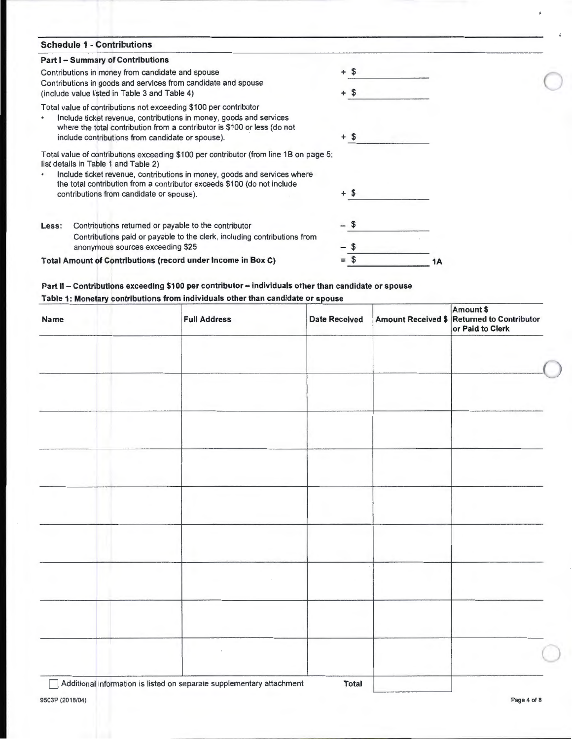## Schedule 1 - Contributions

### Part I – Summary of Contributions

| | | |
|---|---|---|
| Contributions in money from candidate and spouse | + $ | |
| Contributions in goods and services from candidate and spouse (include value listed in Table 3 and Table 4) | + $ | |
| Total value of contributions not exceeding $100 per contributor<br>• Include ticket revenue, contributions in money, goods and services where the total contribution from a contributor is $100 or less (do not include contributions from candidate or spouse). | + $ | |
| Total value of contributions exceeding $100 per contributor (from line 1B on page 5; list details in Table 1 and Table 2)<br>• Include ticket revenue, contributions in money, goods and services where the total contribution from a contributor exceeds $100 (do not include contributions from candidate or spouse). | + $ | |
| **Less:** Contributions returned or payable to the contributor | – $ | |
| Contributions paid or payable to the clerk, including contributions from anonymous sources exceeding $25 | – $ | |
| **Total Amount of Contributions (record under Income in Box C)** | = $ | **1A** |

### Part II – Contributions exceeding $100 per contributor – individuals other than candidate or spouse

**Table 1: Monetary contributions from individuals other than candidate or spouse**

| Name | Full Address | Date Received | Amount Received $ | Amount $ Returned to Contributor or Paid to Clerk |
|---|---|---|---|---|
| | | | | |
| | | | | |
| | | | | |
| | | | | |
| | | | | |
| | | | | |
| | | | | |
| | | | | |
| | | | | |
| ☐ Additional information is listed on separate supplementary attachment | | **Total** | | |

9503P (2018/04)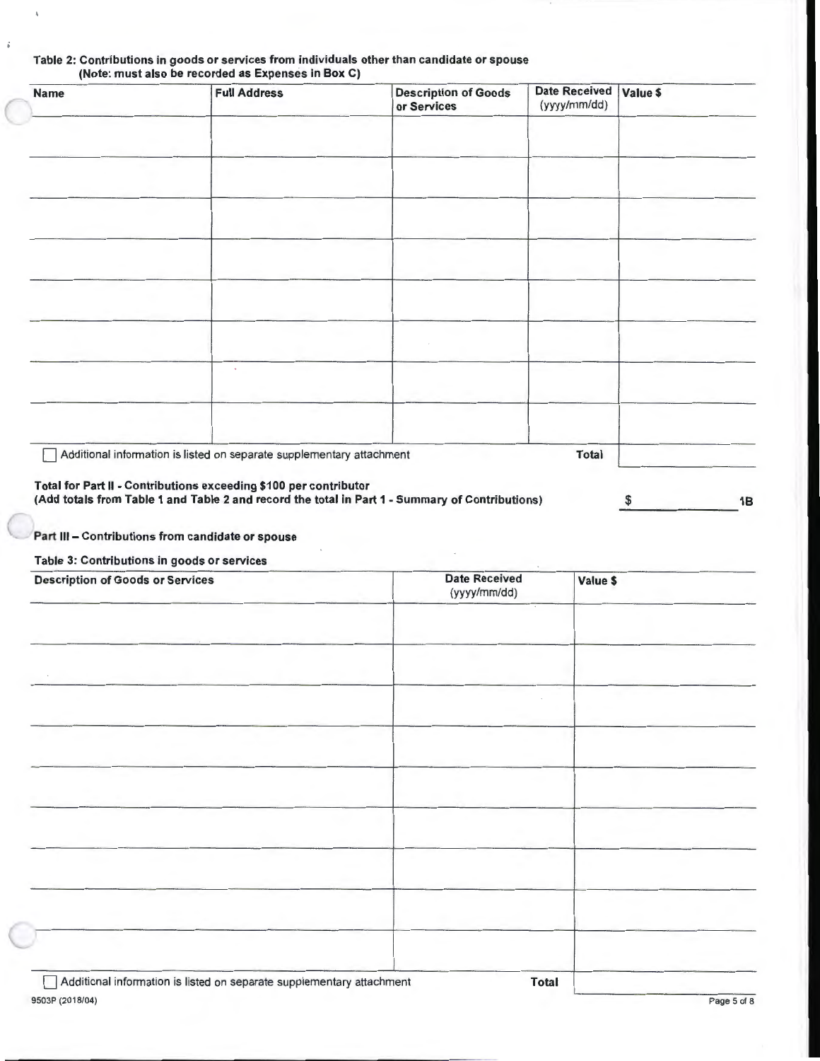**Table 2: Contributions in goods or services from individuals other than candidate or spouse (Note: must also be recorded as Expenses in Box C)**

| Name | Full Address | Description of Goods or Services | Date Received (yyyy/mm/dd) | Value $ |
|---|---|---|---|---|
| | | | | |
| | | | | |
| | | | | |
| | | | | |
| | | | | |
| | | | | |
| | | | | |
| | | | | |
| ☐ Additional information is listed on separate supplementary attachment | | | Total | |

**Total for Part II - Contributions exceeding $100 per contributor**
**(Add totals from Table 1 and Table 2 and record the total in Part 1 - Summary of Contributions)** $ ____________ **1B**

## Part III – Contributions from candidate or spouse

**Table 3: Contributions in goods or services**

| Description of Goods or Services | Date Received (yyyy/mm/dd) | Value $ |
|---|---|---|
| | | |
| | | |
| | | |
| | | |
| | | |
| | | |
| | | |
| | | |
| | | |
| ☐ Additional information is listed on separate supplementary attachment | Total | |

9503P (2018/04)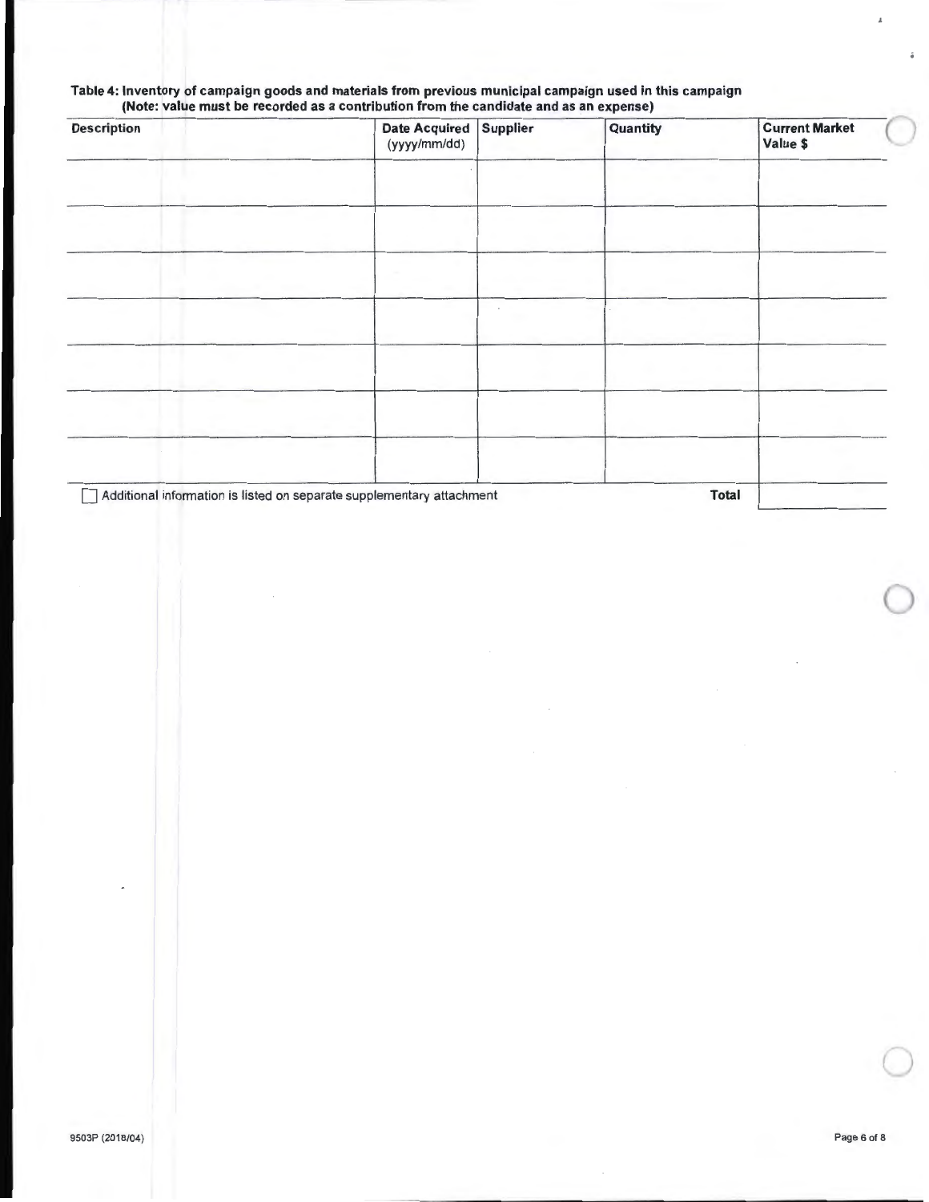**Table 4: Inventory of campaign goods and materials from previous municipal campaign used in this campaign**
**(Note: value must be recorded as a contribution from the candidate and as an expense)**

| Description | Date Acquired (yyyy/mm/dd) | Supplier | Quantity | Current Market Value $ |
|---|---|---|---|---|
| | | | | |
| | | | | |
| | | | | |
| | | | | |
| | | | | |
| | | | | |
| | | | | |
| | | | **Total** | |

☐ Additional information is listed on separate supplementary attachment

9503P (2018/04)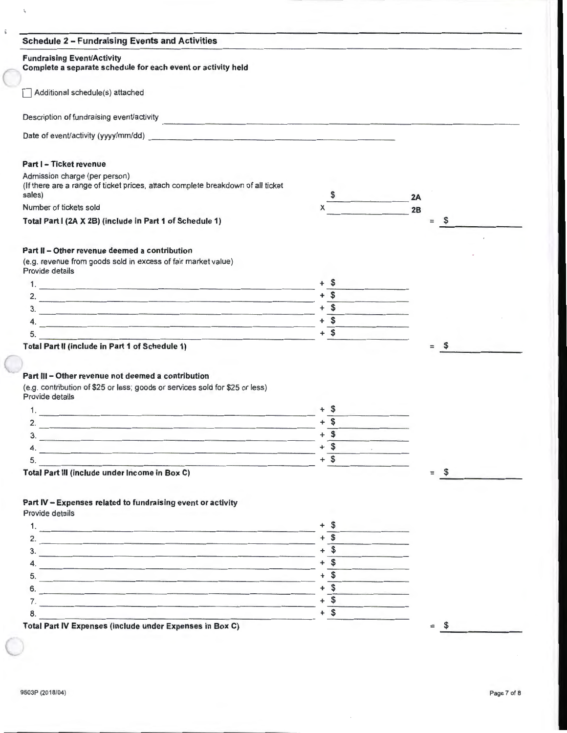## Schedule 2 – Fundraising Events and Activities

**Fundraising Event/Activity**
**Complete a separate schedule for each event or activity held**

☐ Additional schedule(s) attached

Description of fundraising event/activity ____________________

Date of event/activity (yyyy/mm/dd) ____________________

### Part I – Ticket revenue

Admission charge (per person)
(If there are a range of ticket prices, attach complete breakdown of all ticket sales) $ ________ **2A**

Number of tickets sold X ________ **2B**

**Total Part I (2A X 2B) (include in Part 1 of Schedule 1)** = $ ________

### Part II – Other revenue deemed a contribution

(e.g. revenue from goods sold in excess of fair market value)
Provide details

1. ____________________ + $ ________
2. ____________________ + $ ________
3. ____________________ + $ ________
4. ____________________ + $ ________
5. ____________________ + $ ________

**Total Part II (include in Part 1 of Schedule 1)** = $ ________

### Part III – Other revenue not deemed a contribution

(e.g. contribution of $25 or less; goods or services sold for $25 or less)
Provide details

1. ____________________ + $ ________
2. ____________________ + $ ________
3. ____________________ + $ ________
4. ____________________ + $ ________
5. ____________________ + $ ________

**Total Part III (include under Income in Box C)** = $ ________

### Part IV – Expenses related to fundraising event or activity

Provide details

1. ____________________ + $ ________
2. ____________________ + $ ________
3. ____________________ + $ ________
4. ____________________ + $ ________
5. ____________________ + $ ________
6. ____________________ + $ ________
7. ____________________ + $ ________
8. ____________________ + $ ________

**Total Part IV Expenses (include under Expenses in Box C)** = $ ________

9503P (2018/04)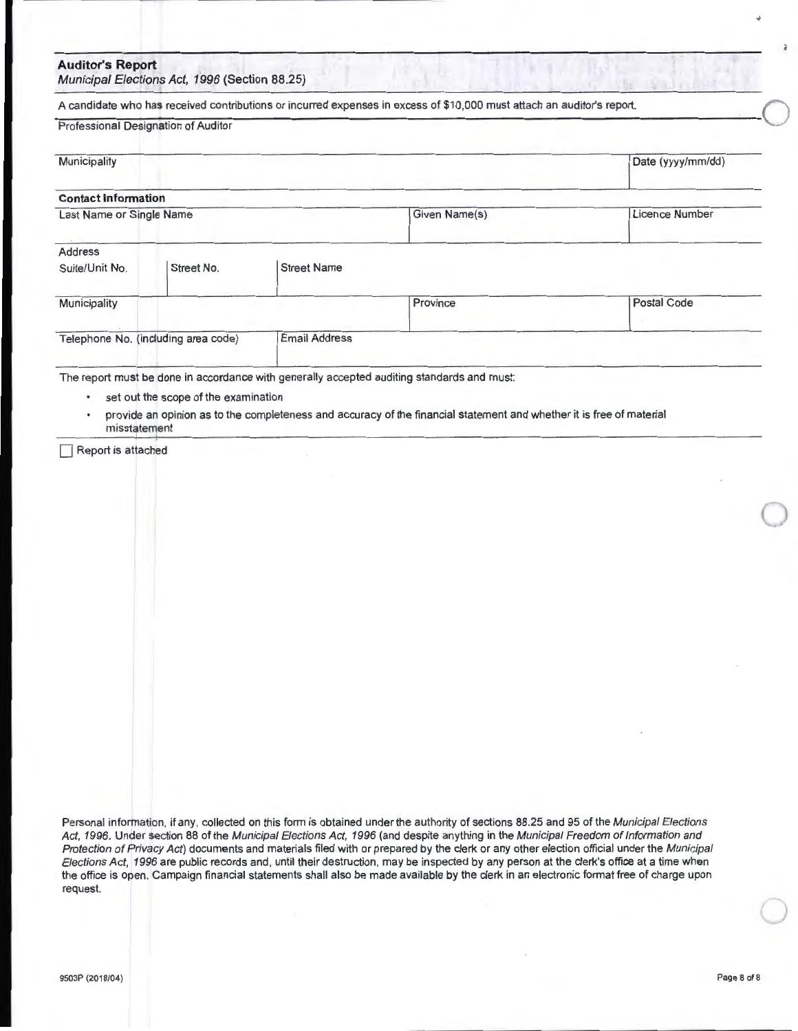## Auditor's Report

*Municipal Elections Act, 1996* (Section 88.25)

A candidate who has received contributions or incurred expenses in excess of $10,000 must attach an auditor's report.

Professional Designation of Auditor

| Municipality | Date (yyyy/mm/dd) |
|---|---|
| | |

**Contact Information**

| Last Name or Single Name | Given Name(s) | Licence Number |
|---|---|---|
| | | |

Address

| Suite/Unit No. | Street No. | Street Name |
|---|---|---|
| | | |

| Municipality | Province | Postal Code |
|---|---|---|
| | | |

| Telephone No. (including area code) | Email Address |
|---|---|
| | |

The report must be done in accordance with generally accepted auditing standards and must:

- set out the scope of the examination
- provide an opinion as to the completeness and accuracy of the financial statement and whether it is free of material misstatement

☐ Report is attached

Personal information, if any, collected on this form is obtained under the authority of sections 88.25 and 95 of the *Municipal Elections Act, 1996*. Under section 88 of the *Municipal Elections Act, 1996* (and despite anything in the *Municipal Freedom of Information and Protection of Privacy Act*) documents and materials filed with or prepared by the clerk or any other election official under the *Municipal Elections Act, 1996* are public records and, until their destruction, may be inspected by any person at the clerk's office at a time when the office is open. Campaign financial statements shall also be made available by the clerk in an electronic format free of charge upon request.

9503P (2018/04)